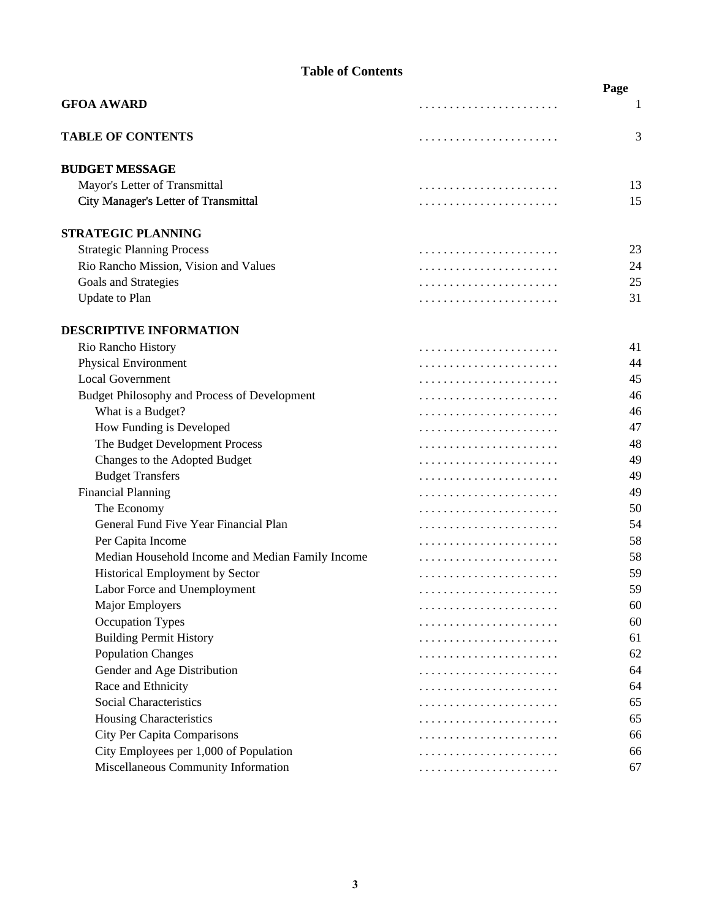# Table of Contents

| | Page |
|---|---|
| **GFOA AWARD** | 1 |
| **TABLE OF CONTENTS** | 3 |
| **BUDGET MESSAGE** | |
| Mayor's Letter of Transmittal | 13 |
| City Manager's Letter of Transmittal | 15 |
| **STRATEGIC PLANNING** | |
| Strategic Planning Process | 23 |
| Rio Rancho Mission, Vision and Values | 24 |
| Goals and Strategies | 25 |
| Update to Plan | 31 |
| **DESCRIPTIVE INFORMATION** | |
| Rio Rancho History | 41 |
| Physical Environment | 44 |
| Local Government | 45 |
| Budget Philosophy and Process of Development | 46 |
| What is a Budget? | 46 |
| How Funding is Developed | 47 |
| The Budget Development Process | 48 |
| Changes to the Adopted Budget | 49 |
| Budget Transfers | 49 |
| Financial Planning | 49 |
| The Economy | 50 |
| General Fund Five Year Financial Plan | 54 |
| Per Capita Income | 58 |
| Median Household Income and Median Family Income | 58 |
| Historical Employment by Sector | 59 |
| Labor Force and Unemployment | 59 |
| Major Employers | 60 |
| Occupation Types | 60 |
| Building Permit History | 61 |
| Population Changes | 62 |
| Gender and Age Distribution | 64 |
| Race and Ethnicity | 64 |
| Social Characteristics | 65 |
| Housing Characteristics | 65 |
| City Per Capita Comparisons | 66 |
| City Employees per 1,000 of Population | 66 |
| Miscellaneous Community Information | 67 |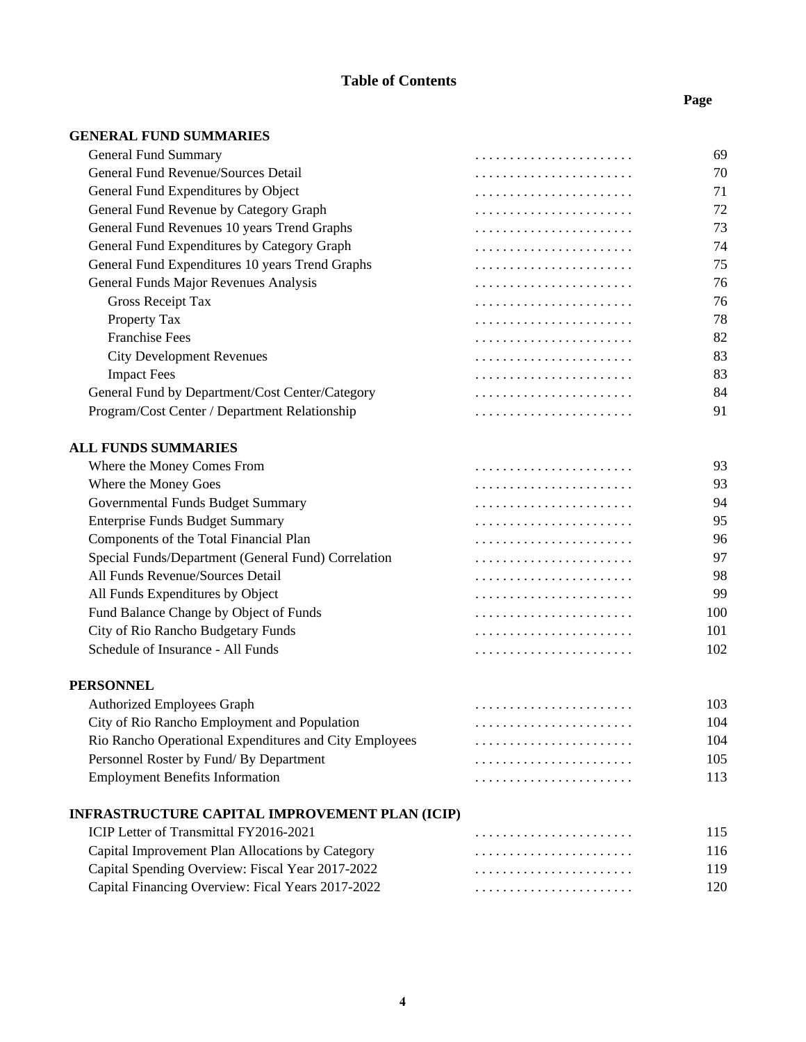## Table of Contents

| | Page |
|---|---|
| **GENERAL FUND SUMMARIES** | |
| General Fund Summary | 69 |
| General Fund Revenue/Sources Detail | 70 |
| General Fund Expenditures by Object | 71 |
| General Fund Revenue by Category Graph | 72 |
| General Fund Revenues 10 years Trend Graphs | 73 |
| General Fund Expenditures by Category Graph | 74 |
| General Fund Expenditures 10 years Trend Graphs | 75 |
| General Funds Major Revenues Analysis | 76 |
| Gross Receipt Tax | 76 |
| Property Tax | 78 |
| Franchise Fees | 82 |
| City Development Revenues | 83 |
| Impact Fees | 83 |
| General Fund by Department/Cost Center/Category | 84 |
| Program/Cost Center / Department Relationship | 91 |
| **ALL FUNDS SUMMARIES** | |
| Where the Money Comes From | 93 |
| Where the Money Goes | 93 |
| Governmental Funds Budget Summary | 94 |
| Enterprise Funds Budget Summary | 95 |
| Components of the Total Financial Plan | 96 |
| Special Funds/Department (General Fund) Correlation | 97 |
| All Funds Revenue/Sources Detail | 98 |
| All Funds Expenditures by Object | 99 |
| Fund Balance Change by Object of Funds | 100 |
| City of Rio Rancho Budgetary Funds | 101 |
| Schedule of Insurance - All Funds | 102 |
| **PERSONNEL** | |
| Authorized Employees Graph | 103 |
| City of Rio Rancho Employment and Population | 104 |
| Rio Rancho Operational Expenditures and City Employees | 104 |
| Personnel Roster by Fund/ By Department | 105 |
| Employment Benefits Information | 113 |
| **INFRASTRUCTURE CAPITAL IMPROVEMENT PLAN (ICIP)** | |
| ICIP Letter of Transmittal FY2016-2021 | 115 |
| Capital Improvement Plan Allocations by Category | 116 |
| Capital Spending Overview: Fiscal Year 2017-2022 | 119 |
| Capital Financing Overview: Fical Years 2017-2022 | 120 |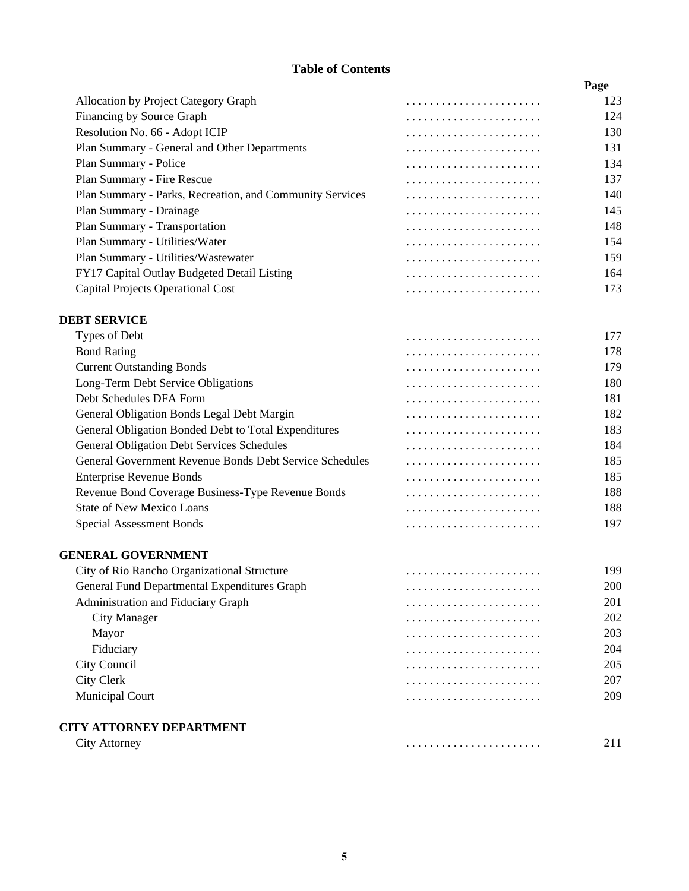## Table of Contents

| | Page |
|---|---|
| Allocation by Project Category Graph | 123 |
| Financing by Source Graph | 124 |
| Resolution No. 66 - Adopt ICIP | 130 |
| Plan Summary - General and Other Departments | 131 |
| Plan Summary - Police | 134 |
| Plan Summary - Fire Rescue | 137 |
| Plan Summary - Parks, Recreation, and Community Services | 140 |
| Plan Summary - Drainage | 145 |
| Plan Summary - Transportation | 148 |
| Plan Summary - Utilities/Water | 154 |
| Plan Summary - Utilities/Wastewater | 159 |
| FY17 Capital Outlay Budgeted Detail Listing | 164 |
| Capital Projects Operational Cost | 173 |
| **DEBT SERVICE** | |
| Types of Debt | 177 |
| Bond Rating | 178 |
| Current Outstanding Bonds | 179 |
| Long-Term Debt Service Obligations | 180 |
| Debt Schedules DFA Form | 181 |
| General Obligation Bonds Legal Debt Margin | 182 |
| General Obligation Bonded Debt to Total Expenditures | 183 |
| General Obligation Debt Services Schedules | 184 |
| General Government Revenue Bonds Debt Service Schedules | 185 |
| Enterprise Revenue Bonds | 185 |
| Revenue Bond Coverage Business-Type Revenue Bonds | 188 |
| State of New Mexico Loans | 188 |
| Special Assessment Bonds | 197 |
| **GENERAL GOVERNMENT** | |
| City of Rio Rancho Organizational Structure | 199 |
| General Fund Departmental Expenditures Graph | 200 |
| Administration and Fiduciary Graph | 201 |
| City Manager | 202 |
| Mayor | 203 |
| Fiduciary | 204 |
| City Council | 205 |
| City Clerk | 207 |
| Municipal Court | 209 |
| **CITY ATTORNEY DEPARTMENT** | |
| City Attorney | 211 |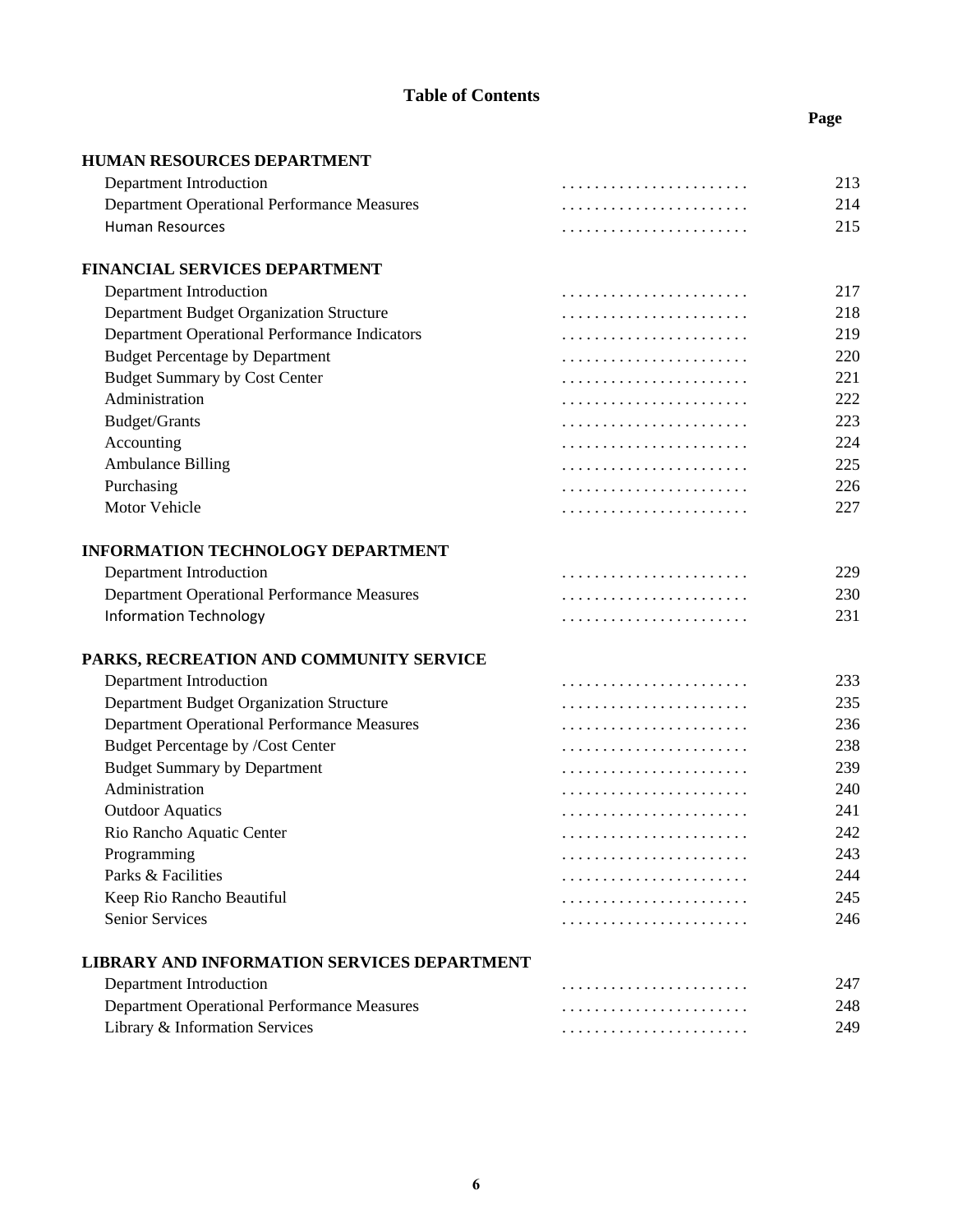## Table of Contents

| | Page |
|---|---|
| **HUMAN RESOURCES DEPARTMENT** | |
| Department Introduction | 213 |
| Department Operational Performance Measures | 214 |
| Human Resources | 215 |
| **FINANCIAL SERVICES DEPARTMENT** | |
| Department Introduction | 217 |
| Department Budget Organization Structure | 218 |
| Department Operational Performance Indicators | 219 |
| Budget Percentage by Department | 220 |
| Budget Summary by Cost Center | 221 |
| Administration | 222 |
| Budget/Grants | 223 |
| Accounting | 224 |
| Ambulance Billing | 225 |
| Purchasing | 226 |
| Motor Vehicle | 227 |
| **INFORMATION TECHNOLOGY DEPARTMENT** | |
| Department Introduction | 229 |
| Department Operational Performance Measures | 230 |
| Information Technology | 231 |
| **PARKS, RECREATION AND COMMUNITY SERVICE** | |
| Department Introduction | 233 |
| Department Budget Organization Structure | 235 |
| Department Operational Performance Measures | 236 |
| Budget Percentage by /Cost Center | 238 |
| Budget Summary by Department | 239 |
| Administration | 240 |
| Outdoor Aquatics | 241 |
| Rio Rancho Aquatic Center | 242 |
| Programming | 243 |
| Parks & Facilities | 244 |
| Keep Rio Rancho Beautiful | 245 |
| Senior Services | 246 |
| **LIBRARY AND INFORMATION SERVICES DEPARTMENT** | |
| Department Introduction | 247 |
| Department Operational Performance Measures | 248 |
| Library & Information Services | 249 |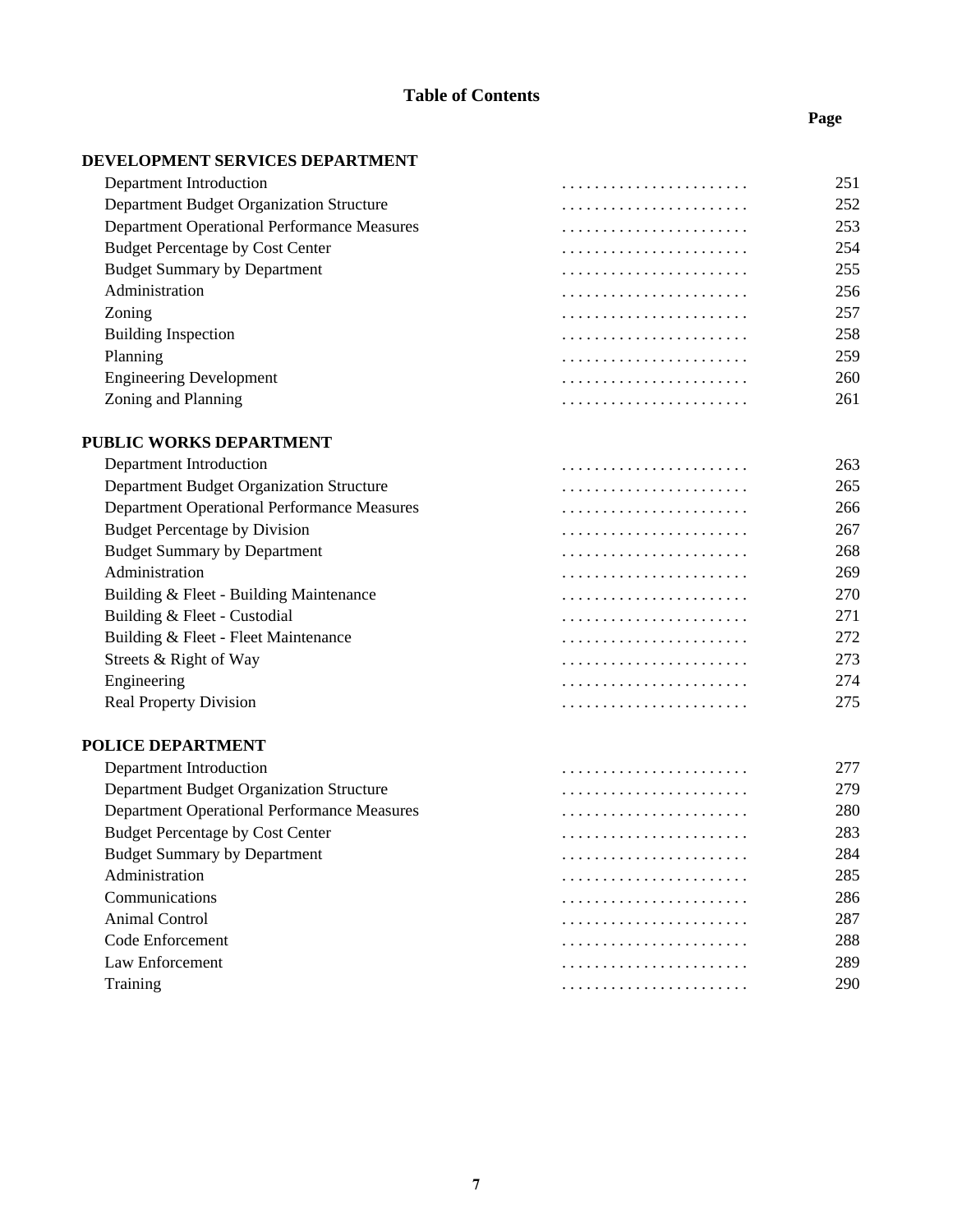## Table of Contents

| | Page |
|---|---|
| **DEVELOPMENT SERVICES DEPARTMENT** | |
| Department Introduction | 251 |
| Department Budget Organization Structure | 252 |
| Department Operational Performance Measures | 253 |
| Budget Percentage by Cost Center | 254 |
| Budget Summary by Department | 255 |
| Administration | 256 |
| Zoning | 257 |
| Building Inspection | 258 |
| Planning | 259 |
| Engineering Development | 260 |
| Zoning and Planning | 261 |
| **PUBLIC WORKS DEPARTMENT** | |
| Department Introduction | 263 |
| Department Budget Organization Structure | 265 |
| Department Operational Performance Measures | 266 |
| Budget Percentage by Division | 267 |
| Budget Summary by Department | 268 |
| Administration | 269 |
| Building & Fleet - Building Maintenance | 270 |
| Building & Fleet - Custodial | 271 |
| Building & Fleet - Fleet Maintenance | 272 |
| Streets & Right of Way | 273 |
| Engineering | 274 |
| Real Property Division | 275 |
| **POLICE DEPARTMENT** | |
| Department Introduction | 277 |
| Department Budget Organization Structure | 279 |
| Department Operational Performance Measures | 280 |
| Budget Percentage by Cost Center | 283 |
| Budget Summary by Department | 284 |
| Administration | 285 |
| Communications | 286 |
| Animal Control | 287 |
| Code Enforcement | 288 |
| Law Enforcement | 289 |
| Training | 290 |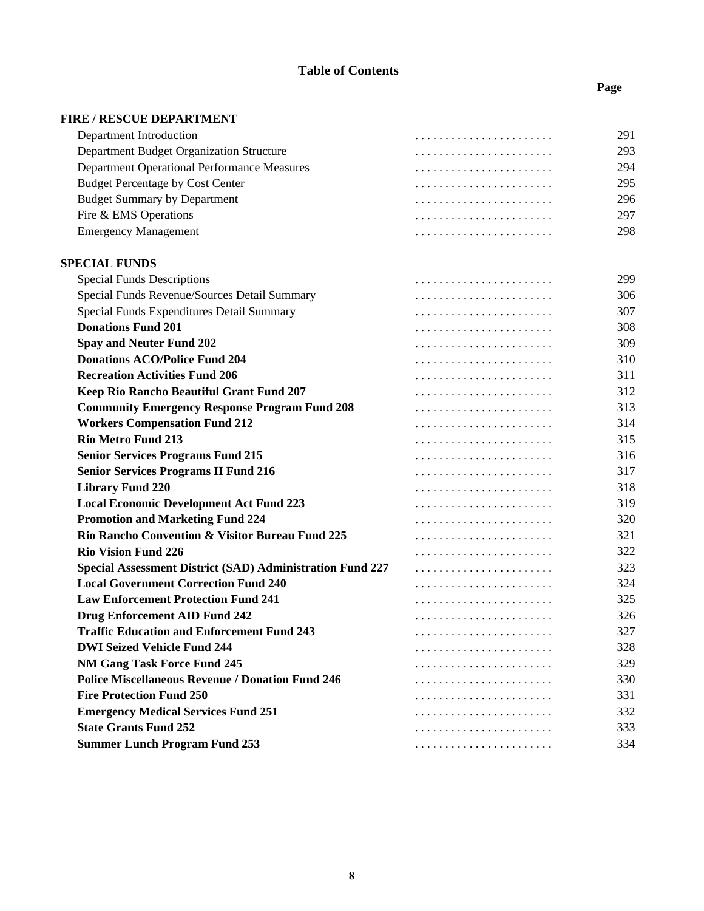# Table of Contents

| | Page |
|---|---|
| **FIRE / RESCUE DEPARTMENT** | |
| Department Introduction | 291 |
| Department Budget Organization Structure | 293 |
| Department Operational Performance Measures | 294 |
| Budget Percentage by Cost Center | 295 |
| Budget Summary by Department | 296 |
| Fire & EMS Operations | 297 |
| Emergency Management | 298 |
| **SPECIAL FUNDS** | |
| Special Funds Descriptions | 299 |
| Special Funds Revenue/Sources Detail Summary | 306 |
| Special Funds Expenditures Detail Summary | 307 |
| **Donations Fund 201** | 308 |
| **Spay and Neuter Fund 202** | 309 |
| **Donations ACO/Police Fund 204** | 310 |
| **Recreation Activities Fund 206** | 311 |
| **Keep Rio Rancho Beautiful Grant Fund 207** | 312 |
| **Community Emergency Response Program Fund 208** | 313 |
| **Workers Compensation Fund 212** | 314 |
| **Rio Metro Fund 213** | 315 |
| **Senior Services Programs Fund 215** | 316 |
| **Senior Services Programs II Fund 216** | 317 |
| **Library Fund 220** | 318 |
| **Local Economic Development Act Fund 223** | 319 |
| **Promotion and Marketing Fund 224** | 320 |
| **Rio Rancho Convention & Visitor Bureau Fund 225** | 321 |
| **Rio Vision Fund 226** | 322 |
| **Special Assessment District (SAD) Administration Fund 227** | 323 |
| **Local Government Correction Fund 240** | 324 |
| **Law Enforcement Protection Fund 241** | 325 |
| **Drug Enforcement AID Fund 242** | 326 |
| **Traffic Education and Enforcement Fund 243** | 327 |
| **DWI Seized Vehicle Fund 244** | 328 |
| **NM Gang Task Force Fund 245** | 329 |
| **Police Miscellaneous Revenue / Donation Fund 246** | 330 |
| **Fire Protection Fund 250** | 331 |
| **Emergency Medical Services Fund 251** | 332 |
| **State Grants Fund 252** | 333 |
| **Summer Lunch Program Fund 253** | 334 |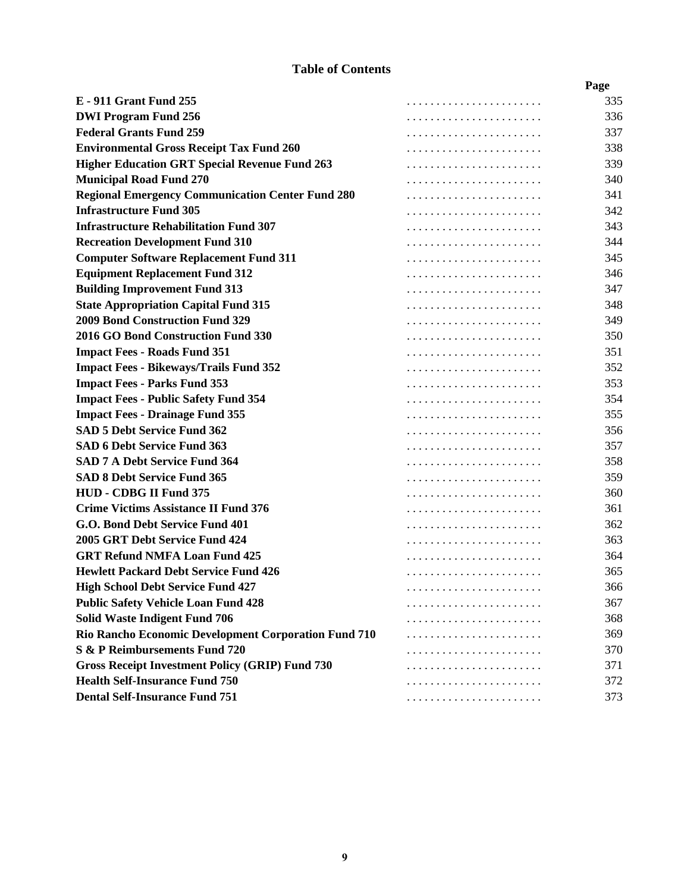## Table of Contents

| | Page |
|---|---|
| **E - 911 Grant Fund 255** | 335 |
| **DWI Program Fund 256** | 336 |
| **Federal Grants Fund 259** | 337 |
| **Environmental Gross Receipt Tax Fund 260** | 338 |
| **Higher Education GRT Special Revenue Fund 263** | 339 |
| **Municipal Road Fund 270** | 340 |
| **Regional Emergency Communication Center Fund 280** | 341 |
| **Infrastructure Fund 305** | 342 |
| **Infrastructure Rehabilitation Fund 307** | 343 |
| **Recreation Development Fund 310** | 344 |
| **Computer Software Replacement Fund 311** | 345 |
| **Equipment Replacement Fund 312** | 346 |
| **Building Improvement Fund 313** | 347 |
| **State Appropriation Capital Fund 315** | 348 |
| **2009 Bond Construction Fund 329** | 349 |
| **2016 GO Bond Construction Fund 330** | 350 |
| **Impact Fees - Roads Fund 351** | 351 |
| **Impact Fees - Bikeways/Trails Fund 352** | 352 |
| **Impact Fees - Parks Fund 353** | 353 |
| **Impact Fees - Public Safety Fund 354** | 354 |
| **Impact Fees - Drainage Fund 355** | 355 |
| **SAD 5 Debt Service Fund 362** | 356 |
| **SAD 6 Debt Service Fund 363** | 357 |
| **SAD 7 A Debt Service Fund 364** | 358 |
| **SAD 8 Debt Service Fund 365** | 359 |
| **HUD - CDBG II Fund 375** | 360 |
| **Crime Victims Assistance II Fund 376** | 361 |
| **G.O. Bond Debt Service Fund 401** | 362 |
| **2005 GRT Debt Service Fund 424** | 363 |
| **GRT Refund NMFA Loan Fund 425** | 364 |
| **Hewlett Packard Debt Service Fund 426** | 365 |
| **High School Debt Service Fund 427** | 366 |
| **Public Safety Vehicle Loan Fund 428** | 367 |
| **Solid Waste Indigent Fund 706** | 368 |
| **Rio Rancho Economic Development Corporation Fund 710** | 369 |
| **S & P Reimbursements Fund 720** | 370 |
| **Gross Receipt Investment Policy (GRIP) Fund 730** | 371 |
| **Health Self-Insurance Fund 750** | 372 |
| **Dental Self-Insurance Fund 751** | 373 |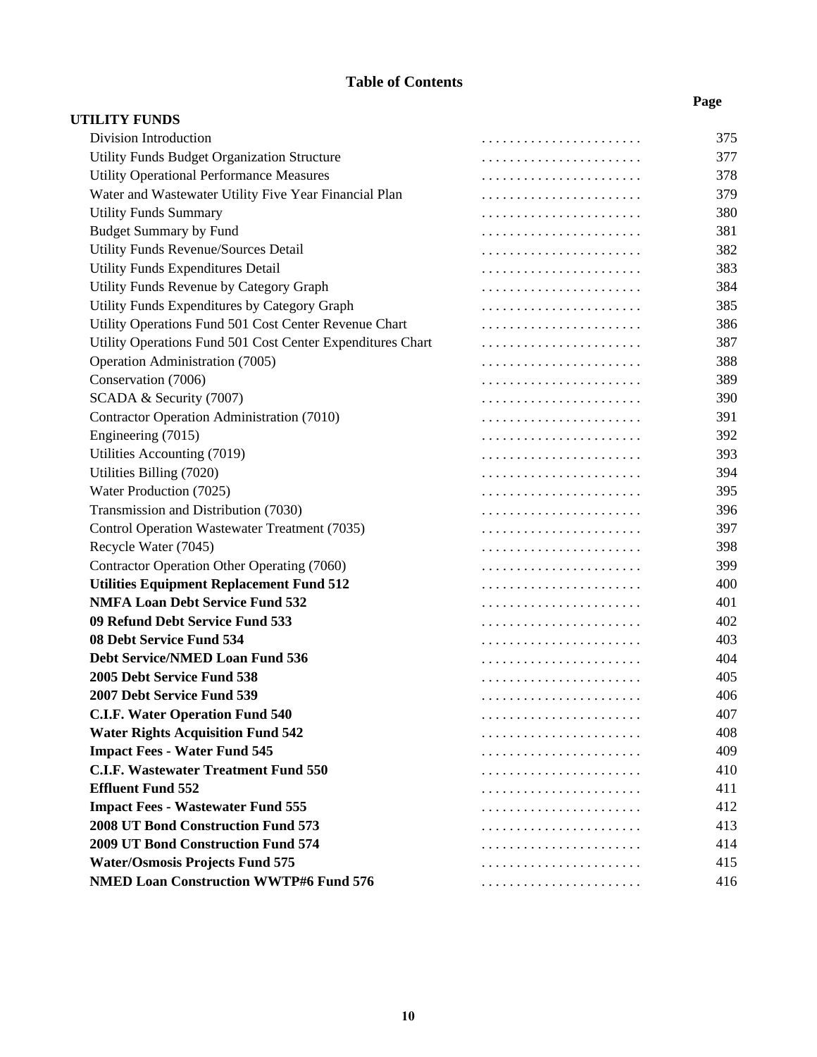# Table of Contents

| | Page |
|---|---|
| **UTILITY FUNDS** | |
| Division Introduction | 375 |
| Utility Funds Budget Organization Structure | 377 |
| Utility Operational Performance Measures | 378 |
| Water and Wastewater Utility Five Year Financial Plan | 379 |
| Utility Funds Summary | 380 |
| Budget Summary by Fund | 381 |
| Utility Funds Revenue/Sources Detail | 382 |
| Utility Funds Expenditures Detail | 383 |
| Utility Funds Revenue by Category Graph | 384 |
| Utility Funds Expenditures by Category Graph | 385 |
| Utility Operations Fund 501 Cost Center Revenue Chart | 386 |
| Utility Operations Fund 501 Cost Center Expenditures Chart | 387 |
| Operation Administration (7005) | 388 |
| Conservation (7006) | 389 |
| SCADA & Security (7007) | 390 |
| Contractor Operation Administration (7010) | 391 |
| Engineering (7015) | 392 |
| Utilities Accounting (7019) | 393 |
| Utilities Billing (7020) | 394 |
| Water Production (7025) | 395 |
| Transmission and Distribution (7030) | 396 |
| Control Operation Wastewater Treatment (7035) | 397 |
| Recycle Water (7045) | 398 |
| Contractor Operation Other Operating (7060) | 399 |
| **Utilities Equipment Replacement Fund 512** | 400 |
| **NMFA Loan Debt Service Fund 532** | 401 |
| **09 Refund Debt Service Fund 533** | 402 |
| **08 Debt Service Fund 534** | 403 |
| **Debt Service/NMED Loan Fund 536** | 404 |
| **2005 Debt Service Fund 538** | 405 |
| **2007 Debt Service Fund 539** | 406 |
| **C.I.F. Water Operation Fund 540** | 407 |
| **Water Rights Acquisition Fund 542** | 408 |
| **Impact Fees - Water Fund 545** | 409 |
| **C.I.F. Wastewater Treatment Fund 550** | 410 |
| **Effluent Fund 552** | 411 |
| **Impact Fees - Wastewater Fund 555** | 412 |
| **2008 UT Bond Construction Fund 573** | 413 |
| **2009 UT Bond Construction Fund 574** | 414 |
| **Water/Osmosis Projects Fund 575** | 415 |
| **NMED Loan Construction WWTP#6 Fund 576** | 416 |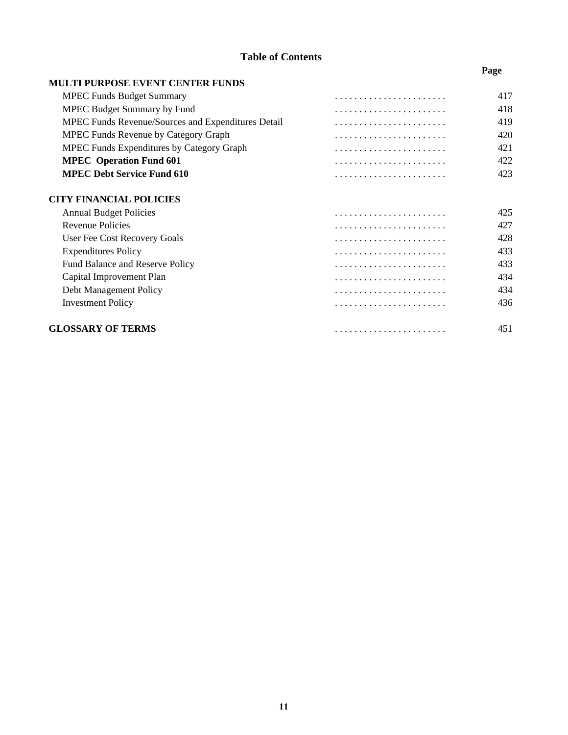# Table of Contents

| | Page |
|---|---|
| **MULTI PURPOSE EVENT CENTER FUNDS** | |
| MPEC Funds Budget Summary | 417 |
| MPEC Budget Summary by Fund | 418 |
| MPEC Funds Revenue/Sources and Expenditures Detail | 419 |
| MPEC Funds Revenue by Category Graph | 420 |
| MPEC Funds Expenditures by Category Graph | 421 |
| **MPEC Operation Fund 601** | 422 |
| **MPEC Debt Service Fund 610** | 423 |
| | |
| **CITY FINANCIAL POLICIES** | |
| Annual Budget Policies | 425 |
| Revenue Policies | 427 |
| User Fee Cost Recovery Goals | 428 |
| Expenditures Policy | 433 |
| Fund Balance and Reserve Policy | 433 |
| Capital Improvement Plan | 434 |
| Debt Management Policy | 434 |
| Investment Policy | 436 |
| | |
| **GLOSSARY OF TERMS** | 451 |